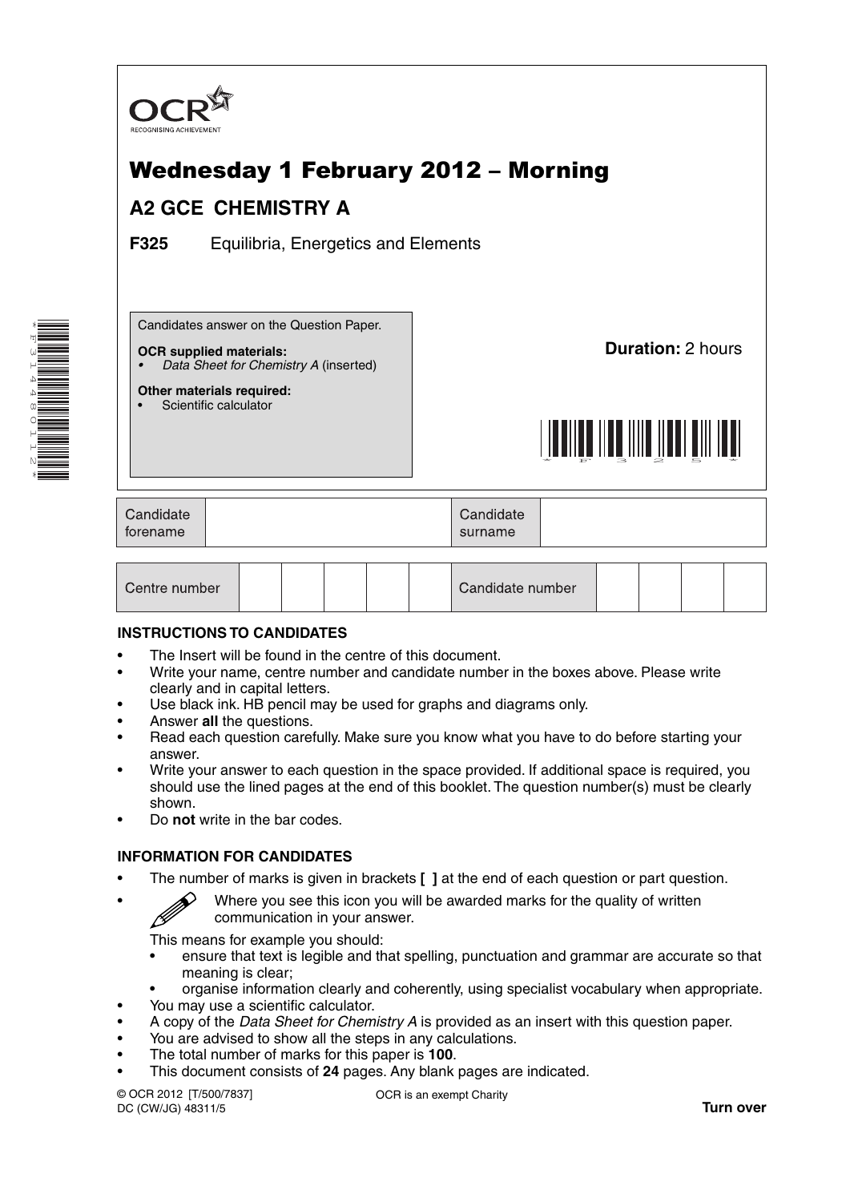OCR
RECOGNISING ACHIEVEMENT

# Wednesday 1 February 2012 – Morning

## A2 GCE CHEMISTRY A

**F325** Equilibria, Energetics and Elements

Candidates answer on the Question Paper.

**OCR supplied materials:**
- *Data Sheet for Chemistry A* (inserted)

**Other materials required:**
- Scientific calculator

**Duration:** 2 hours

| Candidate forename | | Candidate surname | |
|---|---|---|---|

| Centre number | | | | | | Candidate number | | | | |
|---|---|---|---|---|---|---|---|---|---|---|

### INSTRUCTIONS TO CANDIDATES

- The Insert will be found in the centre of this document.
- Write your name, centre number and candidate number in the boxes above. Please write clearly and in capital letters.
- Use black ink. HB pencil may be used for graphs and diagrams only.
- Answer **all** the questions.
- Read each question carefully. Make sure you know what you have to do before starting your answer.
- Write your answer to each question in the space provided. If additional space is required, you should use the lined pages at the end of this booklet. The question number(s) must be clearly shown.
- Do **not** write in the bar codes.

### INFORMATION FOR CANDIDATES

- The number of marks is given in brackets **[ ]** at the end of each question or part question.
- Where you see this icon you will be awarded marks for the quality of written communication in your answer.

  This means for example you should:
  - ensure that text is legible and that spelling, punctuation and grammar are accurate so that meaning is clear;
  - organise information clearly and coherently, using specialist vocabulary when appropriate.
- You may use a scientific calculator.
- A copy of the *Data Sheet for Chemistry A* is provided as an insert with this question paper.
- You are advised to show all the steps in any calculations.
- The total number of marks for this paper is **100**.
- This document consists of **24** pages. Any blank pages are indicated.

© OCR 2012 [T/500/7837]
DC (CW/JG) 48311/5

OCR is an exempt Charity

**Turn over**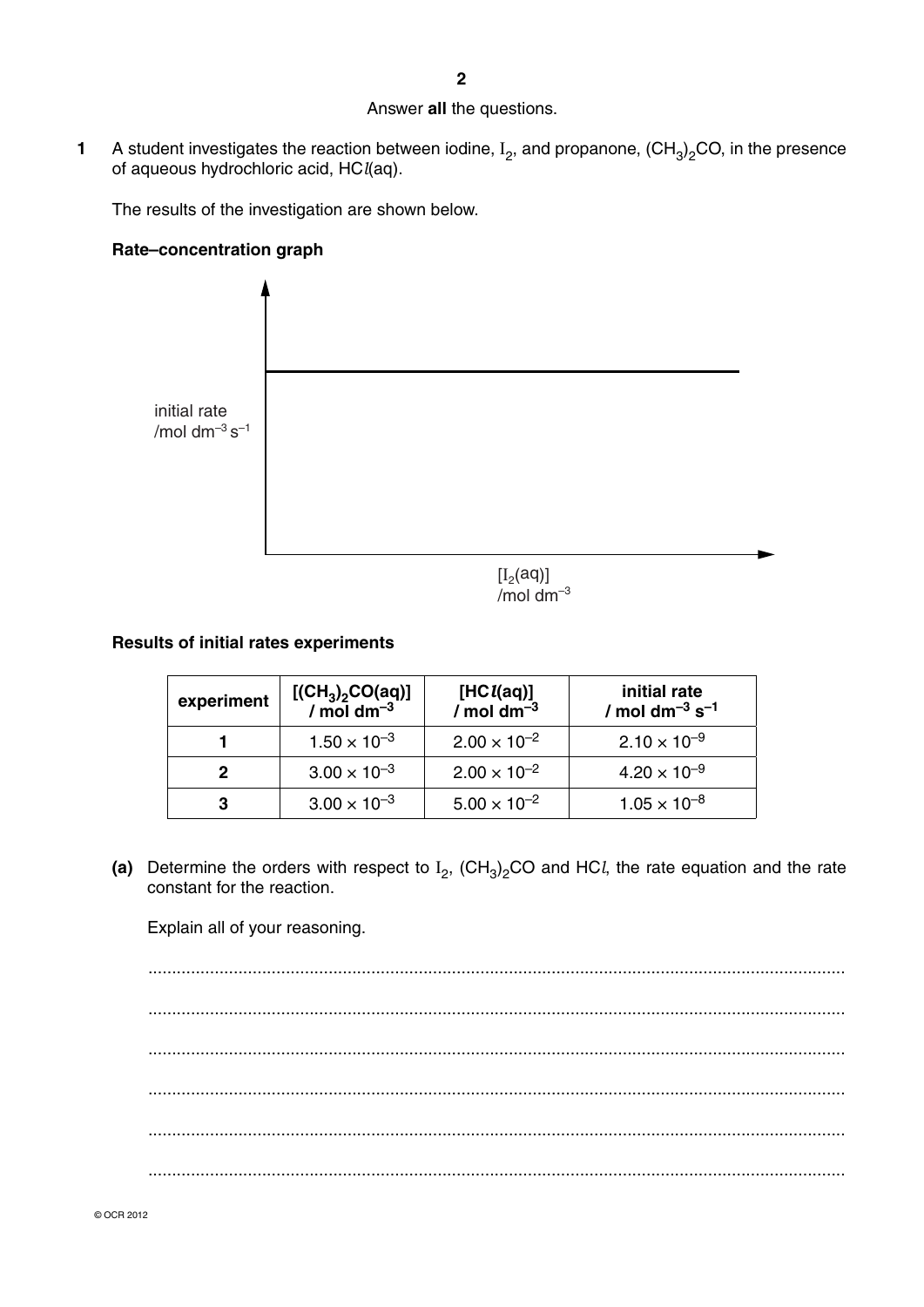Answer **all** the questions.

**1** A student investigates the reaction between iodine, $I_2$, and propanone, $(CH_3)_2CO$, in the presence of aqueous hydrochloric acid, $HCl(aq)$.

The results of the investigation are shown below.

**Rate–concentration graph**

initial rate /mol dm$^{-3}$ s$^{-1}$

$[I_2(aq)]$ /mol dm$^{-3}$

**Results of initial rates experiments**

| experiment | $[(CH_3)_2CO(aq)]$ / mol dm$^{-3}$ | $[HCl(aq)]$ / mol dm$^{-3}$ | initial rate / mol dm$^{-3}$ s$^{-1}$ |
|---|---|---|---|
| **1** | $1.50 \times 10^{-3}$ | $2.00 \times 10^{-2}$ | $2.10 \times 10^{-9}$ |
| **2** | $3.00 \times 10^{-3}$ | $2.00 \times 10^{-2}$ | $4.20 \times 10^{-9}$ |
| **3** | $3.00 \times 10^{-3}$ | $5.00 \times 10^{-2}$ | $1.05 \times 10^{-8}$ |

**(a)** Determine the orders with respect to $I_2$, $(CH_3)_2CO$ and $HCl$, the rate equation and the rate constant for the reaction.

Explain all of your reasoning.

..................................................................................................................................................

..................................................................................................................................................

..................................................................................................................................................

..................................................................................................................................................

..................................................................................................................................................

..................................................................................................................................................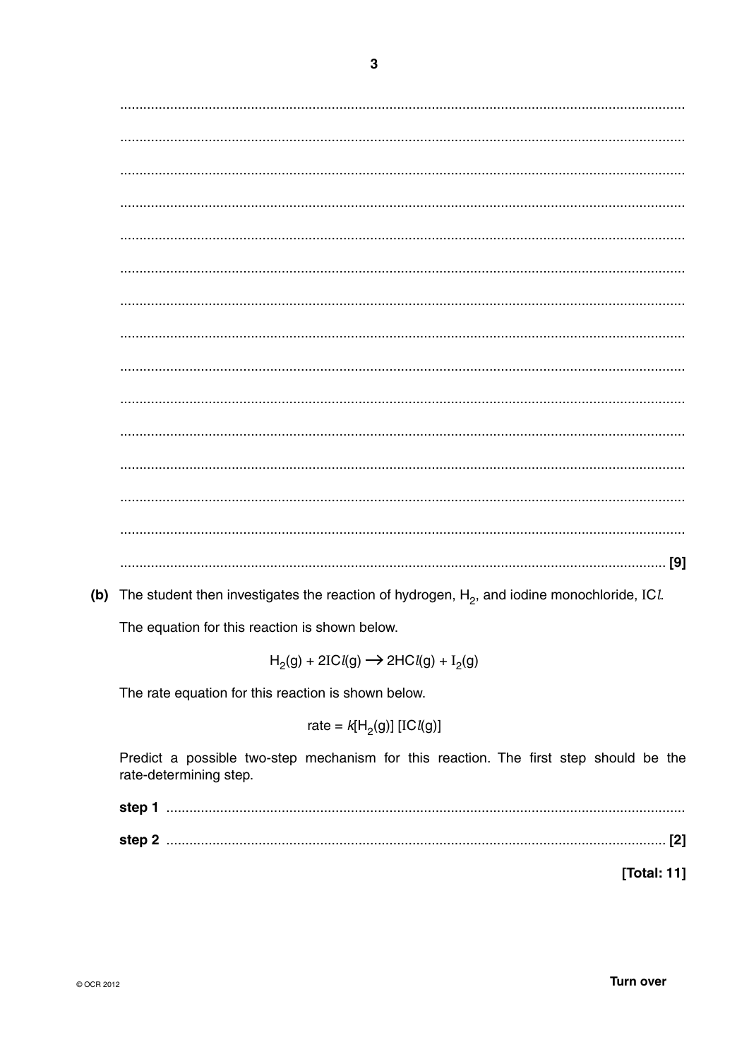...................................................................................................................................................

...................................................................................................................................................

...................................................................................................................................................

...................................................................................................................................................

...................................................................................................................................................

...................................................................................................................................................

...................................................................................................................................................

...................................................................................................................................................

...................................................................................................................................................

...................................................................................................................................................

...................................................................................................................................................

...................................................................................................................................................

...................................................................................................................................................

...................................................................................................................................................

............................................................................................................................................. [9]

**(b)** The student then investigates the reaction of hydrogen, $H_2$, and iodine monochloride, $ICl$.

The equation for this reaction is shown below.

$$H_2(g) + 2ICl(g) \rightarrow 2HCl(g) + I_2(g)$$

The rate equation for this reaction is shown below.

$$\text{rate} = k[H_2(g)]\,[ICl(g)]$$

Predict a possible two-step mechanism for this reaction. The first step should be the rate-determining step.

**step 1** ...................................................................................................................................

**step 2** ............................................................................................................................. [2]

**[Total: 11]**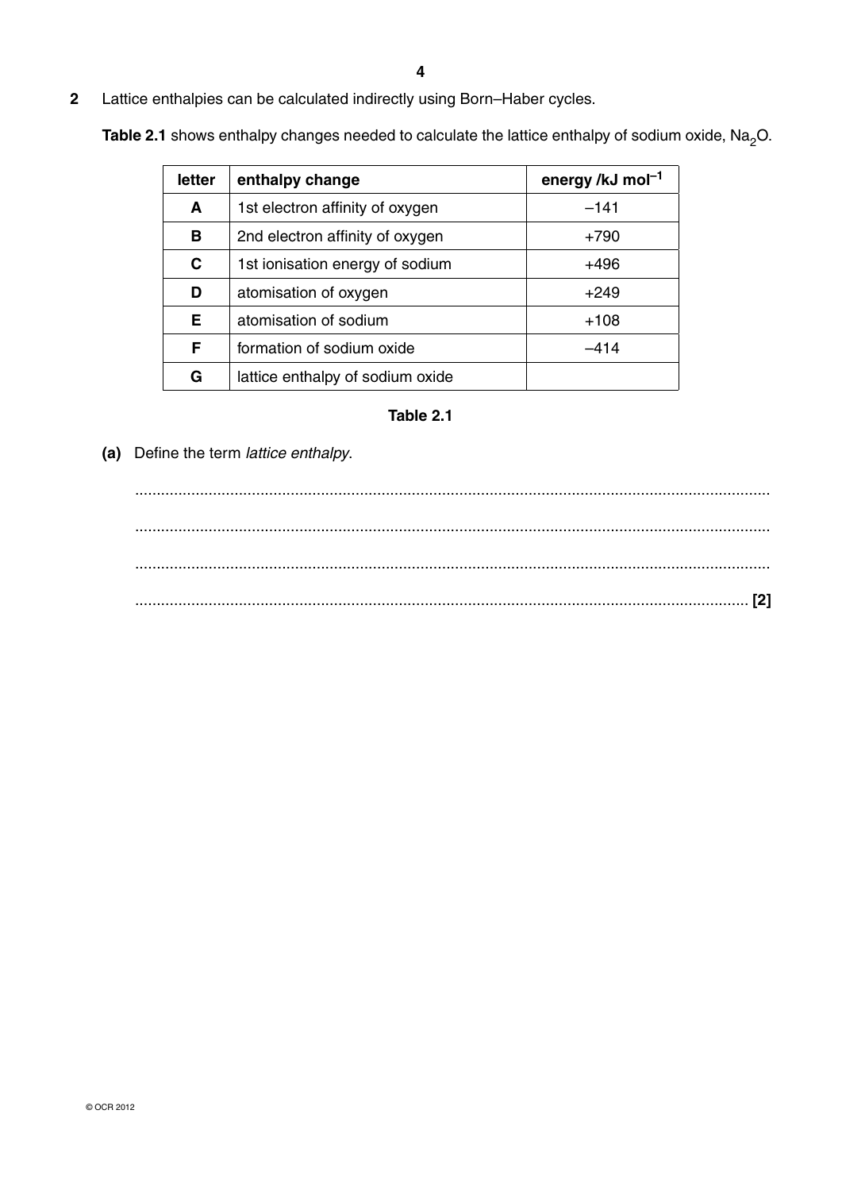**2** Lattice enthalpies can be calculated indirectly using Born–Haber cycles.

**Table 2.1** shows enthalpy changes needed to calculate the lattice enthalpy of sodium oxide, $Na_2O$.

| letter | enthalpy change | energy /kJ mol$^{-1}$ |
|---|---|---|
| **A** | 1st electron affinity of oxygen | –141 |
| **B** | 2nd electron affinity of oxygen | +790 |
| **C** | 1st ionisation energy of sodium | +496 |
| **D** | atomisation of oxygen | +249 |
| **E** | atomisation of sodium | +108 |
| **F** | formation of sodium oxide | –414 |
| **G** | lattice enthalpy of sodium oxide | |

**Table 2.1**

**(a)** Define the term *lattice enthalpy*.

..........................................................................................................................................

..........................................................................................................................................

..........................................................................................................................................

.................................................................................................................................... **[2]**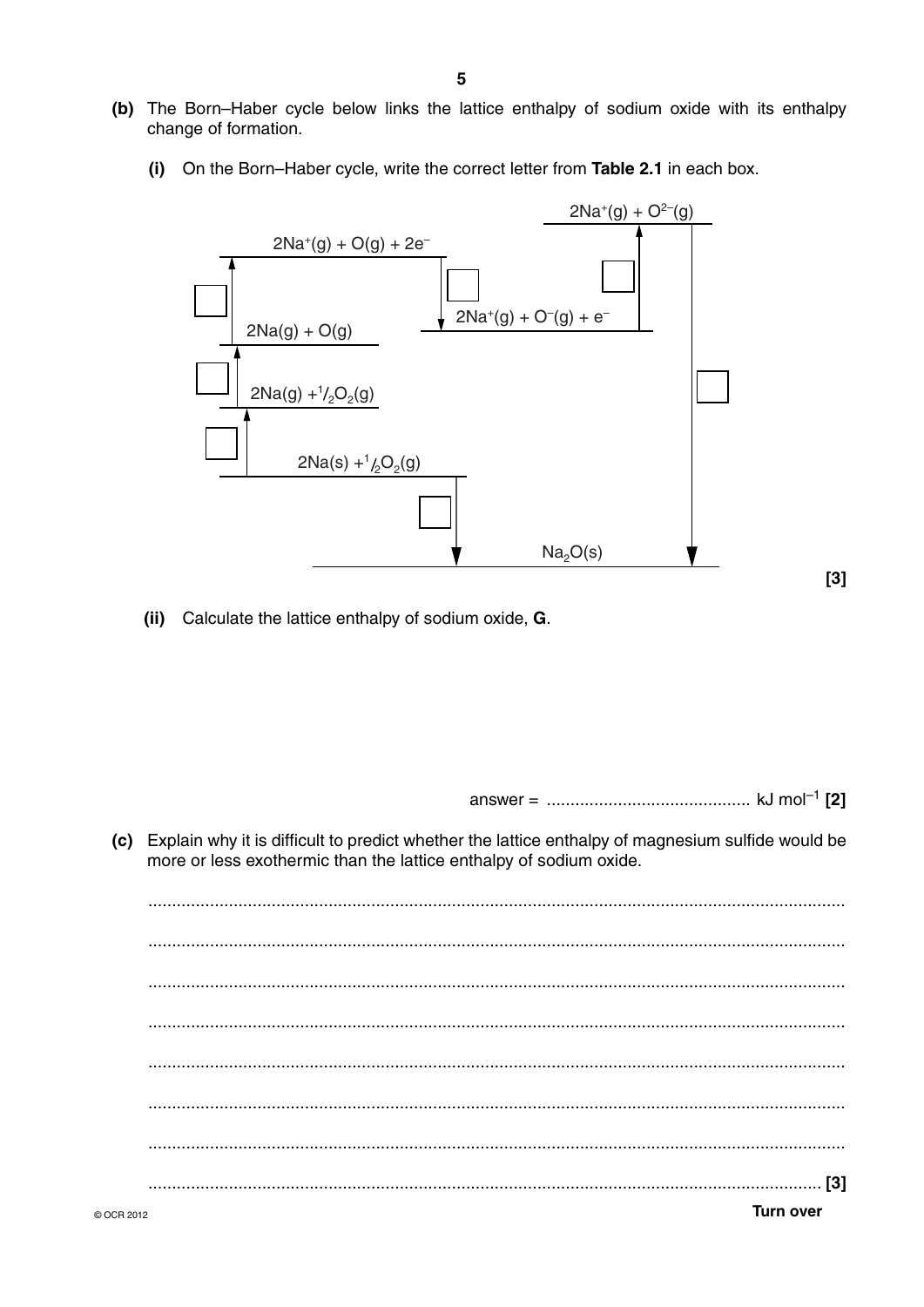**(b)** The Born–Haber cycle below links the lattice enthalpy of sodium oxide with its enthalpy change of formation.

**(i)** On the Born–Haber cycle, write the correct letter from **Table 2.1** in each box.

$2Na^+(g) + O^{2-}(g)$

$2Na^+(g) + O(g) + 2e^-$

$2Na^+(g) + O^-(g) + e^-$

$2Na(g) + O(g)$

$2Na(g) + \frac{1}{2}O_2(g)$

$2Na(s) + \frac{1}{2}O_2(g)$

$Na_2O(s)$

**[3]**

**(ii)** Calculate the lattice enthalpy of sodium oxide, **G**.

answer = .......................................... kJ mol$^{-1}$ **[2]**

**(c)** Explain why it is difficult to predict whether the lattice enthalpy of magnesium sulfide would be more or less exothermic than the lattice enthalpy of sodium oxide.

..................................................................................................................................

..................................................................................................................................

..................................................................................................................................

..................................................................................................................................

..................................................................................................................................

..................................................................................................................................

..................................................................................................................................

.............................................................................................................................. **[3]**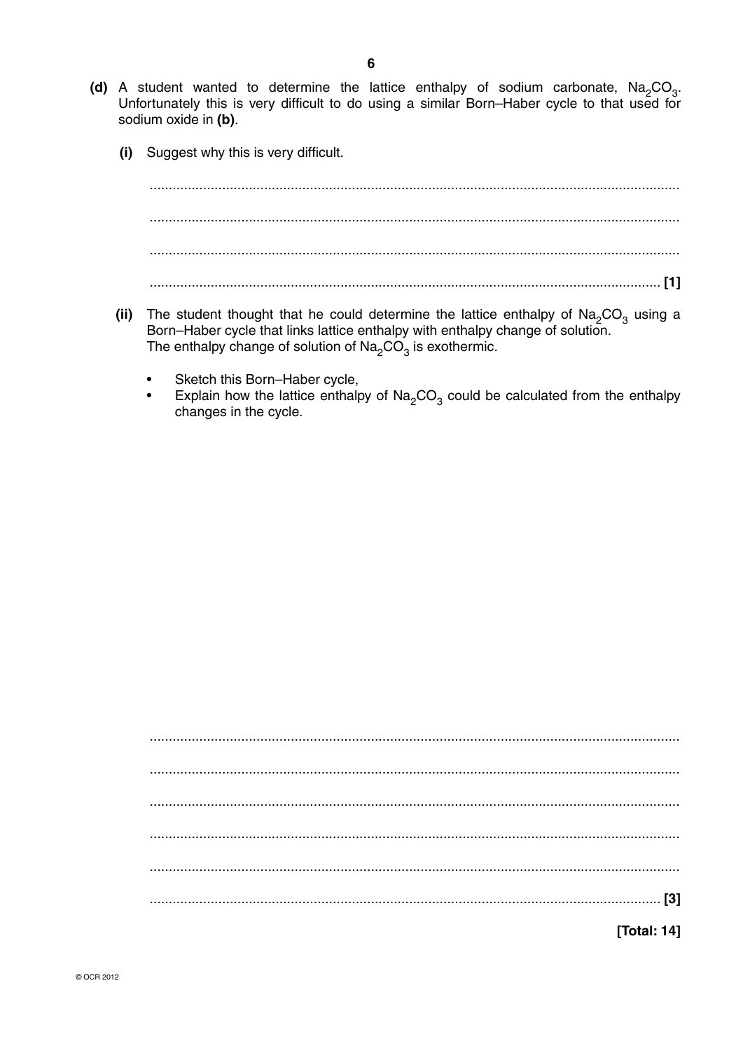**(d)** A student wanted to determine the lattice enthalpy of sodium carbonate, $Na_2CO_3$. Unfortunately this is very difficult to do using a similar Born–Haber cycle to that used for sodium oxide in **(b)**.

**(i)** Suggest why this is very difficult.

..........................................................................................................................................

..........................................................................................................................................

..........................................................................................................................................

.................................................................................................................................... **[1]**

**(ii)** The student thought that he could determine the lattice enthalpy of $Na_2CO_3$ using a Born–Haber cycle that links lattice enthalpy with enthalpy change of solution. The enthalpy change of solution of $Na_2CO_3$ is exothermic.

- Sketch this Born–Haber cycle,
- Explain how the lattice enthalpy of $Na_2CO_3$ could be calculated from the enthalpy changes in the cycle.

..........................................................................................................................................

..........................................................................................................................................

..........................................................................................................................................

..........................................................................................................................................

..........................................................................................................................................

.................................................................................................................................... **[3]**

**[Total: 14]**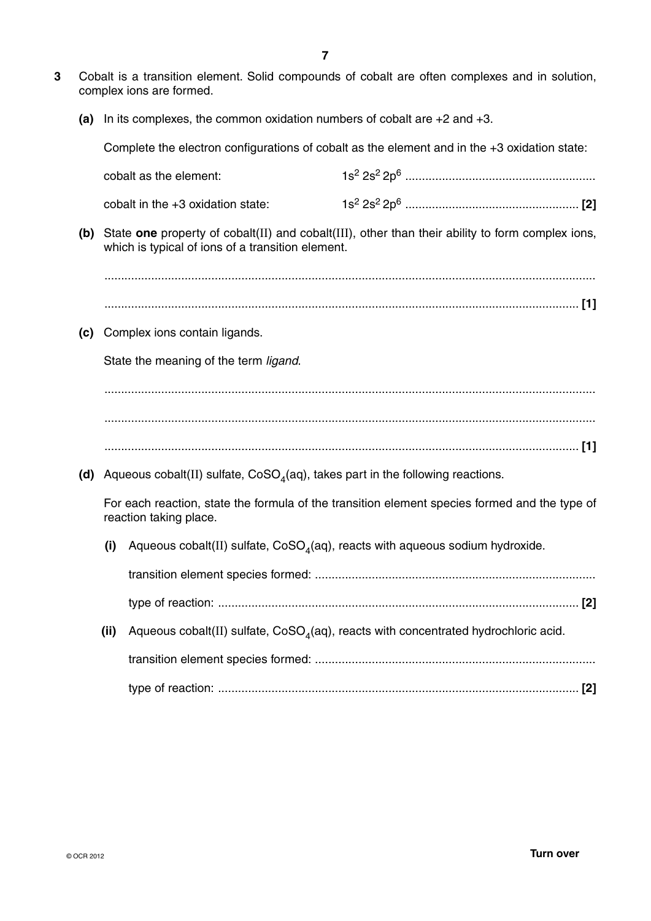**3** Cobalt is a transition element. Solid compounds of cobalt are often complexes and in solution, complex ions are formed.

**(a)** In its complexes, the common oxidation numbers of cobalt are +2 and +3.

Complete the electron configurations of cobalt as the element and in the +3 oxidation state:

cobalt as the element: $1s^2 2s^2 2p^6$ ..........................................................

cobalt in the +3 oxidation state: $1s^2 2s^2 2p^6$ .................................................... **[2]**

**(b)** State **one** property of cobalt(II) and cobalt(III), other than their ability to form complex ions, which is typical of ions of a transition element.

...................................................................................................................................

............................................................................................................................. **[1]**

**(c)** Complex ions contain ligands.

State the meaning of the term *ligand*.

...................................................................................................................................

...................................................................................................................................

............................................................................................................................. **[1]**

**(d)** Aqueous cobalt(II) sulfate, $CoSO_4$(aq), takes part in the following reactions.

For each reaction, state the formula of the transition element species formed and the type of reaction taking place.

**(i)** Aqueous cobalt(II) sulfate, $CoSO_4$(aq), reacts with aqueous sodium hydroxide.

transition element species formed: ...................................................................................

type of reaction: ........................................................................................................ **[2]**

**(ii)** Aqueous cobalt(II) sulfate, $CoSO_4$(aq), reacts with concentrated hydrochloric acid.

transition element species formed: ...................................................................................

type of reaction: ........................................................................................................ **[2]**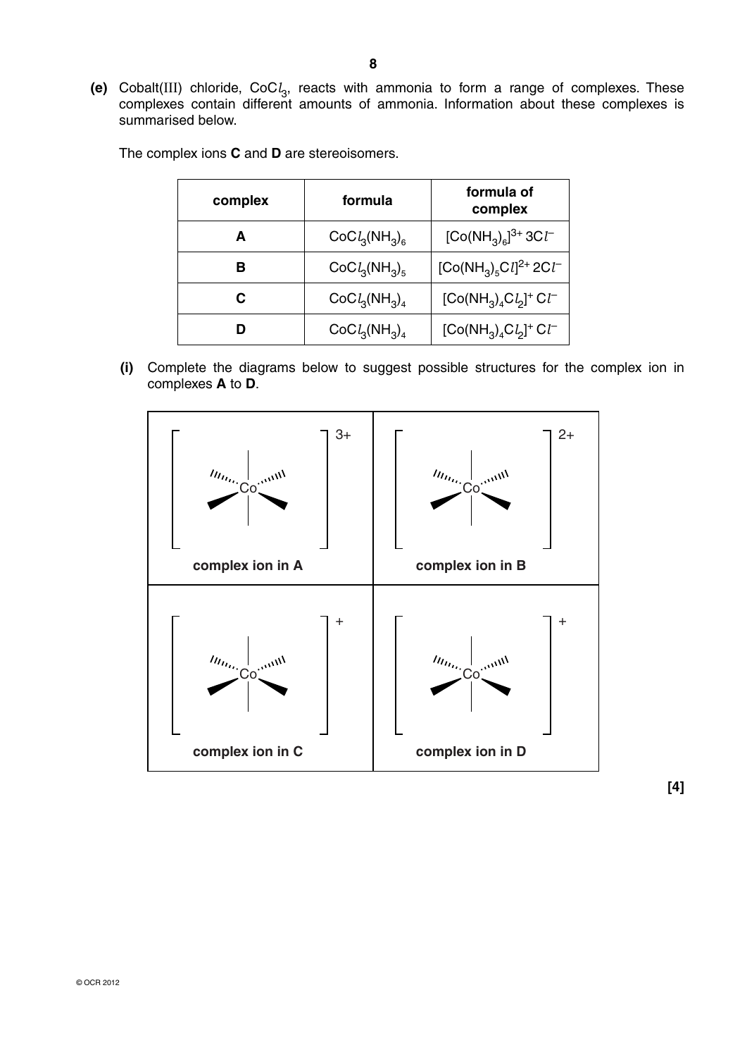**(e)** Cobalt(III) chloride, $CoCl_3$, reacts with ammonia to form a range of complexes. These complexes contain different amounts of ammonia. Information about these complexes is summarised below.

The complex ions **C** and **D** are stereoisomers.

| complex | formula | formula of complex |
|---|---|---|
| **A** | $CoCl_3(NH_3)_6$ | $[Co(NH_3)_6]^{3+}\ 3Cl^-$ |
| **B** | $CoCl_3(NH_3)_5$ | $[Co(NH_3)_5Cl]^{2+}\ 2Cl^-$ |
| **C** | $CoCl_3(NH_3)_4$ | $[Co(NH_3)_4Cl_2]^{+}\ Cl^-$ |
| **D** | $CoCl_3(NH_3)_4$ | $[Co(NH_3)_4Cl_2]^{+}\ Cl^-$ |

**(i)** Complete the diagrams below to suggest possible structures for the complex ion in complexes **A** to **D**.

| | |
|---|---|
| $[\ Co\ ]^{3+}$ **complex ion in A** | $[\ Co\ ]^{2+}$ **complex ion in B** |
| $[\ Co\ ]^{+}$ **complex ion in C** | $[\ Co\ ]^{+}$ **complex ion in D** |

**[4]**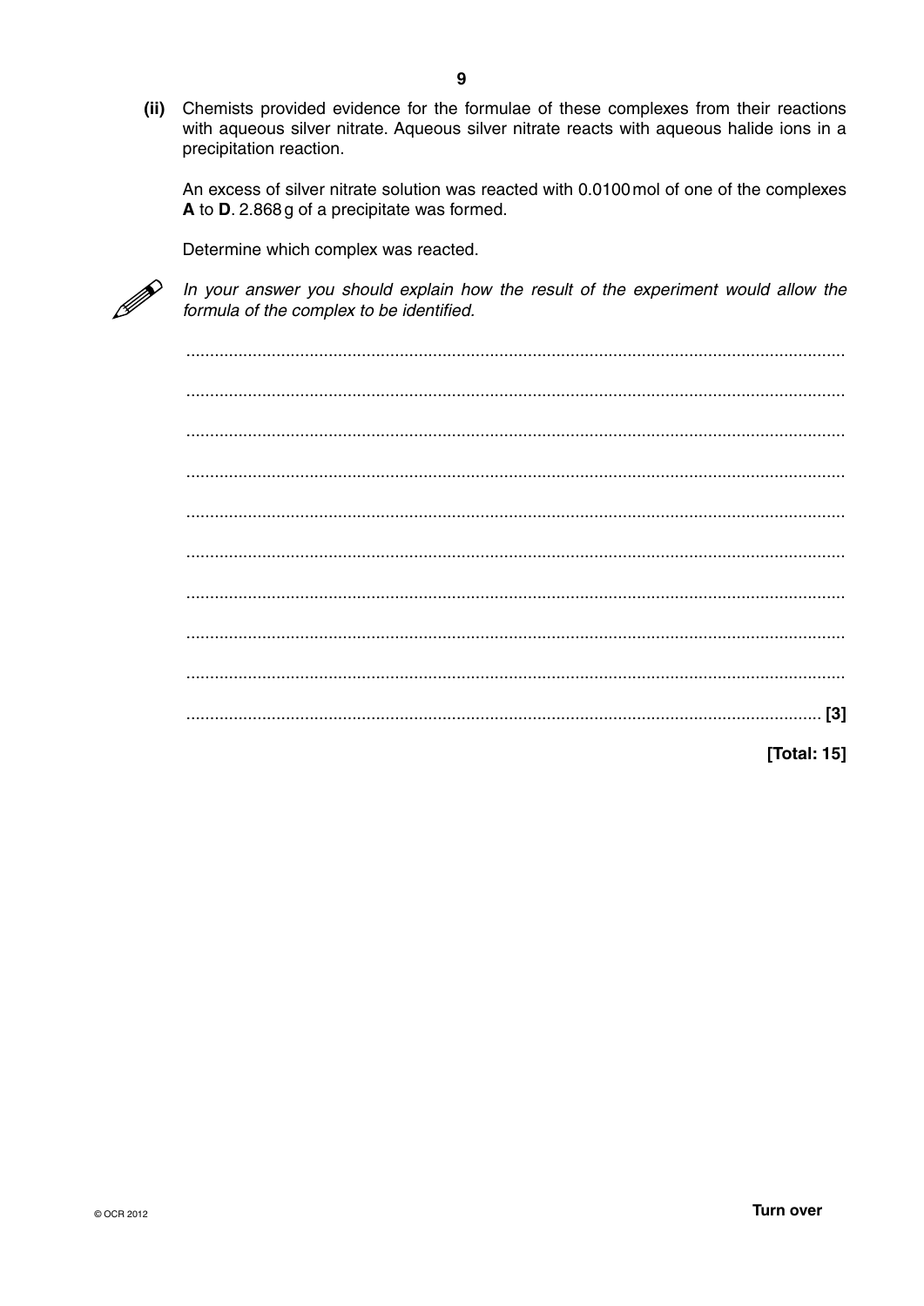**(ii)** Chemists provided evidence for the formulae of these complexes from their reactions with aqueous silver nitrate. Aqueous silver nitrate reacts with aqueous halide ions in a precipitation reaction.

An excess of silver nitrate solution was reacted with 0.0100 mol of one of the complexes **A** to **D**. 2.868 g of a precipitate was formed.

Determine which complex was reacted.

*In your answer you should explain how the result of the experiment would allow the formula of the complex to be identified.*

..........................................................................................................................................

..........................................................................................................................................

..........................................................................................................................................

..........................................................................................................................................

..........................................................................................................................................

..........................................................................................................................................

..........................................................................................................................................

..........................................................................................................................................

..........................................................................................................................................

.................................................................................................................................... [3]

**[Total: 15]**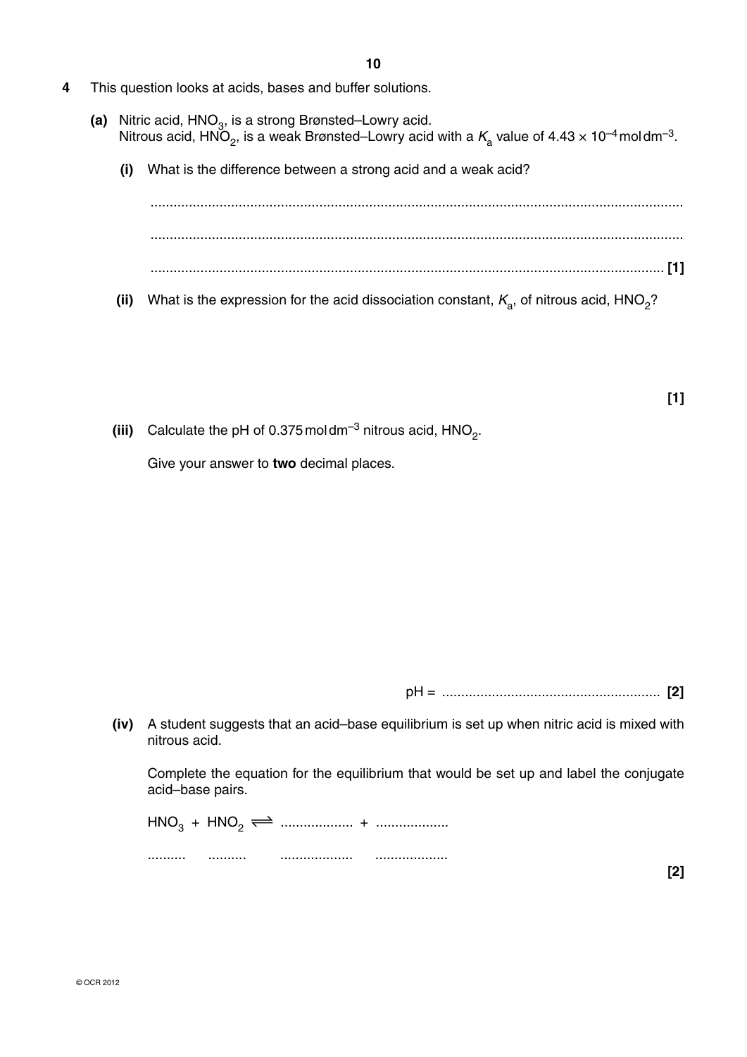**4** This question looks at acids, bases and buffer solutions.

**(a)** Nitric acid, $HNO_3$, is a strong Brønsted–Lowry acid.
Nitrous acid, $HNO_2$, is a weak Brønsted–Lowry acid with a $K_a$ value of $4.43 \times 10^{-4}$ mol dm$^{-3}$.

**(i)** What is the difference between a strong acid and a weak acid?

..........................................................................................................................................

..........................................................................................................................................

.................................................................................................................................... **[1]**

**(ii)** What is the expression for the acid dissociation constant, $K_a$, of nitrous acid, $HNO_2$?

**[1]**

**(iii)** Calculate the pH of 0.375 mol dm$^{-3}$ nitrous acid, $HNO_2$.

Give your answer to **two** decimal places.

pH = ......................................................... **[2]**

**(iv)** A student suggests that an acid–base equilibrium is set up when nitric acid is mixed with nitrous acid.

Complete the equation for the equilibrium that would be set up and label the conjugate acid–base pairs.

$HNO_3$ + $HNO_2$ $\rightleftharpoons$ ................... + ...................

..........  ..........  ...................  ...................

**[2]**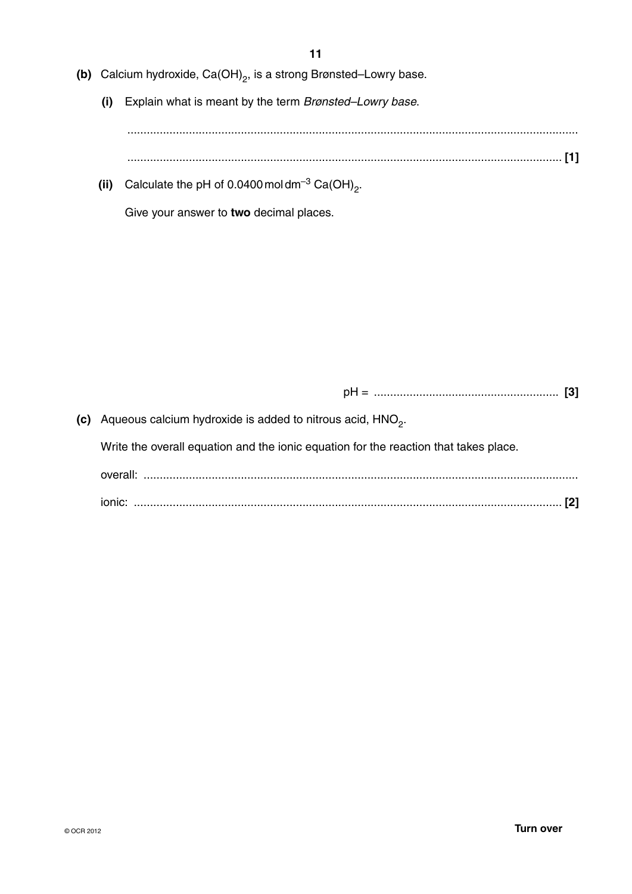**(b)** Calcium hydroxide, $Ca(OH)_2$, is a strong Brønsted–Lowry base.

**(i)** Explain what is meant by the term *Brønsted–Lowry base*.

..........................................................................................................................................

.................................................................................................................................... **[1]**

**(ii)** Calculate the pH of 0.0400 mol dm$^{-3}$ $Ca(OH)_2$.

Give your answer to **two** decimal places.

pH = ......................................................... **[3]**

**(c)** Aqueous calcium hydroxide is added to nitrous acid, $HNO_2$.

Write the overall equation and the ionic equation for the reaction that takes place.

overall: .....................................................................................................................................

ionic: .................................................................................................................................. **[2]**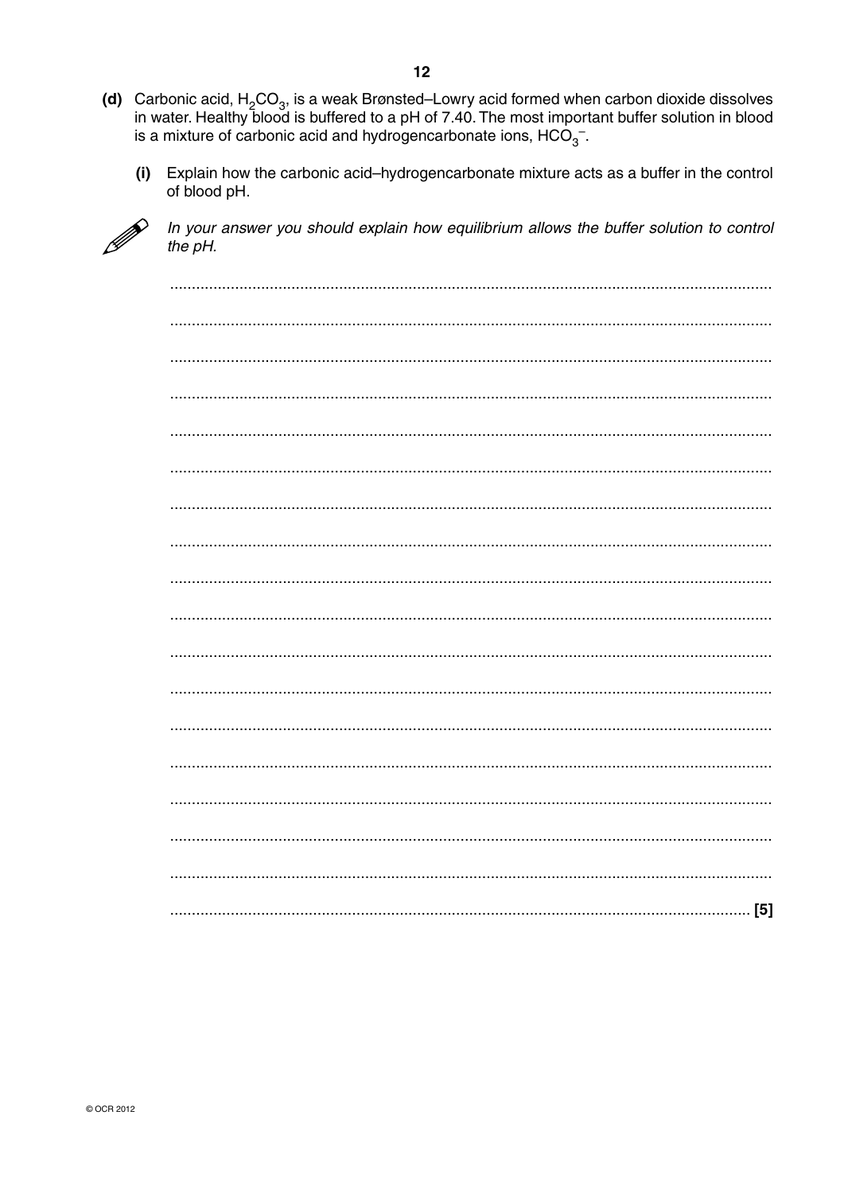**(d)** Carbonic acid, $H_2CO_3$, is a weak Brønsted–Lowry acid formed when carbon dioxide dissolves in water. Healthy blood is buffered to a pH of 7.40. The most important buffer solution in blood is a mixture of carbonic acid and hydrogencarbonate ions, $HCO_3^-$.

**(i)** Explain how the carbonic acid–hydrogencarbonate mixture acts as a buffer in the control of blood pH.

*In your answer you should explain how equilibrium allows the buffer solution to control the pH.*

..........................................................................................................................................

..........................................................................................................................................

..........................................................................................................................................

..........................................................................................................................................

..........................................................................................................................................

..........................................................................................................................................

..........................................................................................................................................

..........................................................................................................................................

..........................................................................................................................................

..........................................................................................................................................

..........................................................................................................................................

..........................................................................................................................................

..........................................................................................................................................

..........................................................................................................................................

..........................................................................................................................................

..........................................................................................................................................

..........................................................................................................................................

...................................................................................................................................... [5]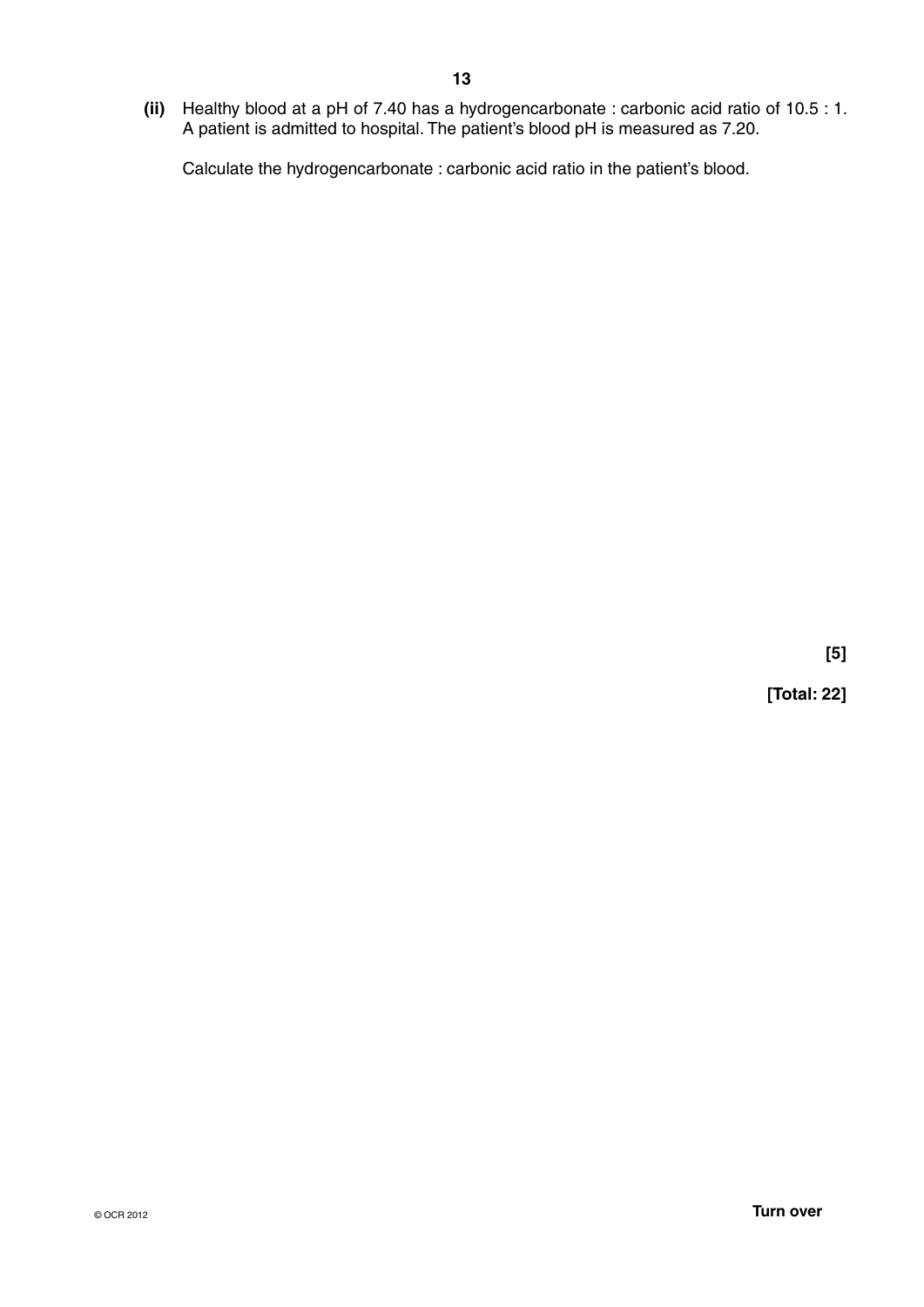**(ii)** Healthy blood at a pH of 7.40 has a hydrogencarbonate : carbonic acid ratio of 10.5 : 1. A patient is admitted to hospital. The patient's blood pH is measured as 7.20.

Calculate the hydrogencarbonate : carbonic acid ratio in the patient's blood.

**[5]**

**[Total: 22]**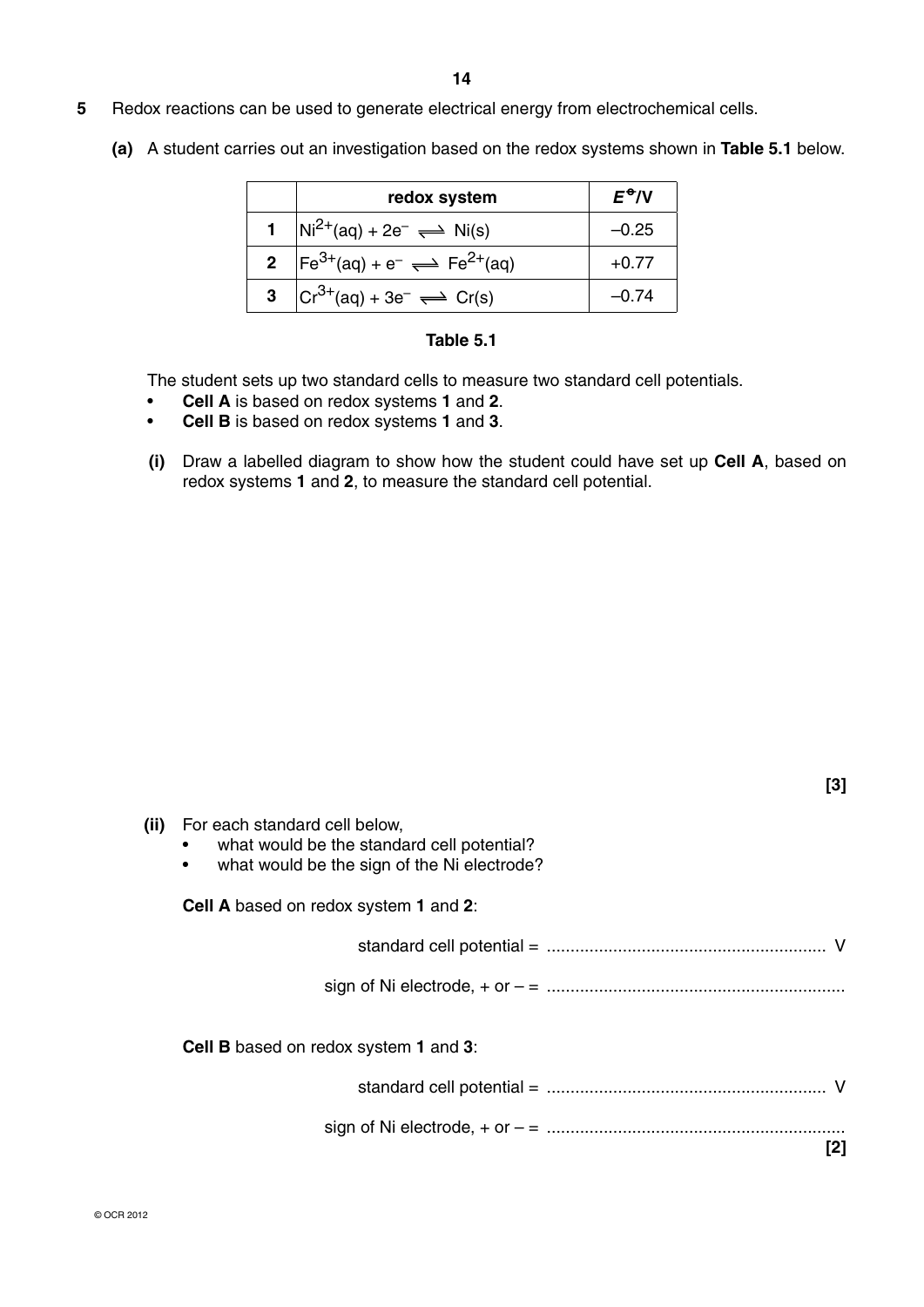**5** Redox reactions can be used to generate electrical energy from electrochemical cells.

**(a)** A student carries out an investigation based on the redox systems shown in **Table 5.1** below.

| | redox system | $E^{\ominus}$/V |
|---|---|---|
| **1** | $Ni^{2+}(aq) + 2e^- \rightleftharpoons Ni(s)$ | –0.25 |
| **2** | $Fe^{3+}(aq) + e^- \rightleftharpoons Fe^{2+}(aq)$ | +0.77 |
| **3** | $Cr^{3+}(aq) + 3e^- \rightleftharpoons Cr(s)$ | –0.74 |

**Table 5.1**

The student sets up two standard cells to measure two standard cell potentials.

- **Cell A** is based on redox systems **1** and **2**.
- **Cell B** is based on redox systems **1** and **3**.

**(i)** Draw a labelled diagram to show how the student could have set up **Cell A**, based on redox systems **1** and **2**, to measure the standard cell potential.

**[3]**

**(ii)** For each standard cell below,

- what would be the standard cell potential?
- what would be the sign of the Ni electrode?

**Cell A** based on redox system **1** and **2**:

standard cell potential = .......................................................... V

sign of Ni electrode, + or – = ..............................................................

**Cell B** based on redox system **1** and **3**:

standard cell potential = .......................................................... V

sign of Ni electrode, + or – = ..............................................................

**[2]**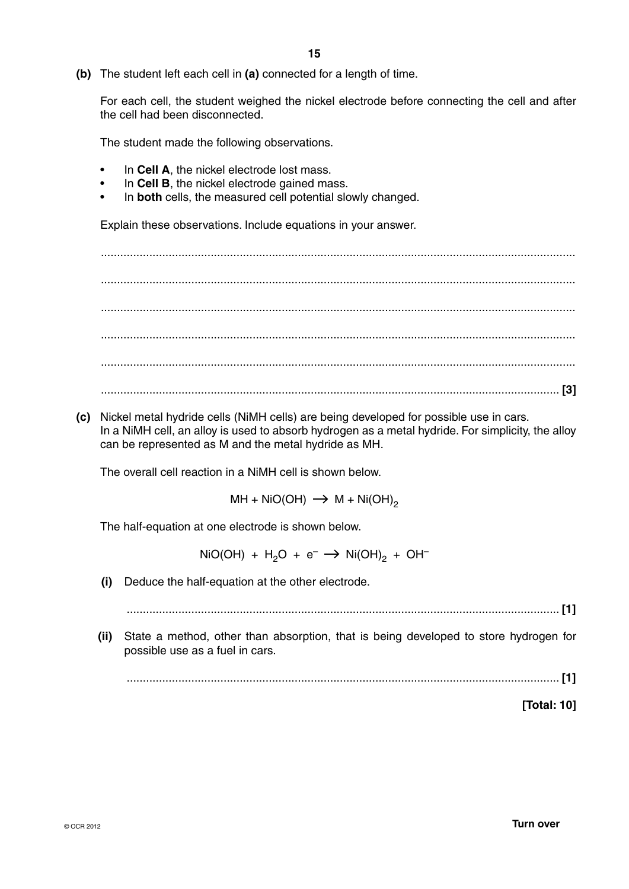**(b)** The student left each cell in **(a)** connected for a length of time.

For each cell, the student weighed the nickel electrode before connecting the cell and after the cell had been disconnected.

The student made the following observations.

- In **Cell A**, the nickel electrode lost mass.
- In **Cell B**, the nickel electrode gained mass.
- In **both** cells, the measured cell potential slowly changed.

Explain these observations. Include equations in your answer.

..........................................................................................................................................

..........................................................................................................................................

..........................................................................................................................................

..........................................................................................................................................

..........................................................................................................................................

.......................................................................................................................................... **[3]**

**(c)** Nickel metal hydride cells (NiMH cells) are being developed for possible use in cars. In a NiMH cell, an alloy is used to absorb hydrogen as a metal hydride. For simplicity, the alloy can be represented as M and the metal hydride as MH.

The overall cell reaction in a NiMH cell is shown below.

$$MH + NiO(OH) \longrightarrow M + Ni(OH)_2$$

The half-equation at one electrode is shown below.

$$NiO(OH) + H_2O + e^- \longrightarrow Ni(OH)_2 + OH^-$$

**(i)** Deduce the half-equation at the other electrode.

.......................................................................................................................................... **[1]**

**(ii)** State a method, other than absorption, that is being developed to store hydrogen for possible use as a fuel in cars.

.......................................................................................................................................... **[1]**

**[Total: 10]**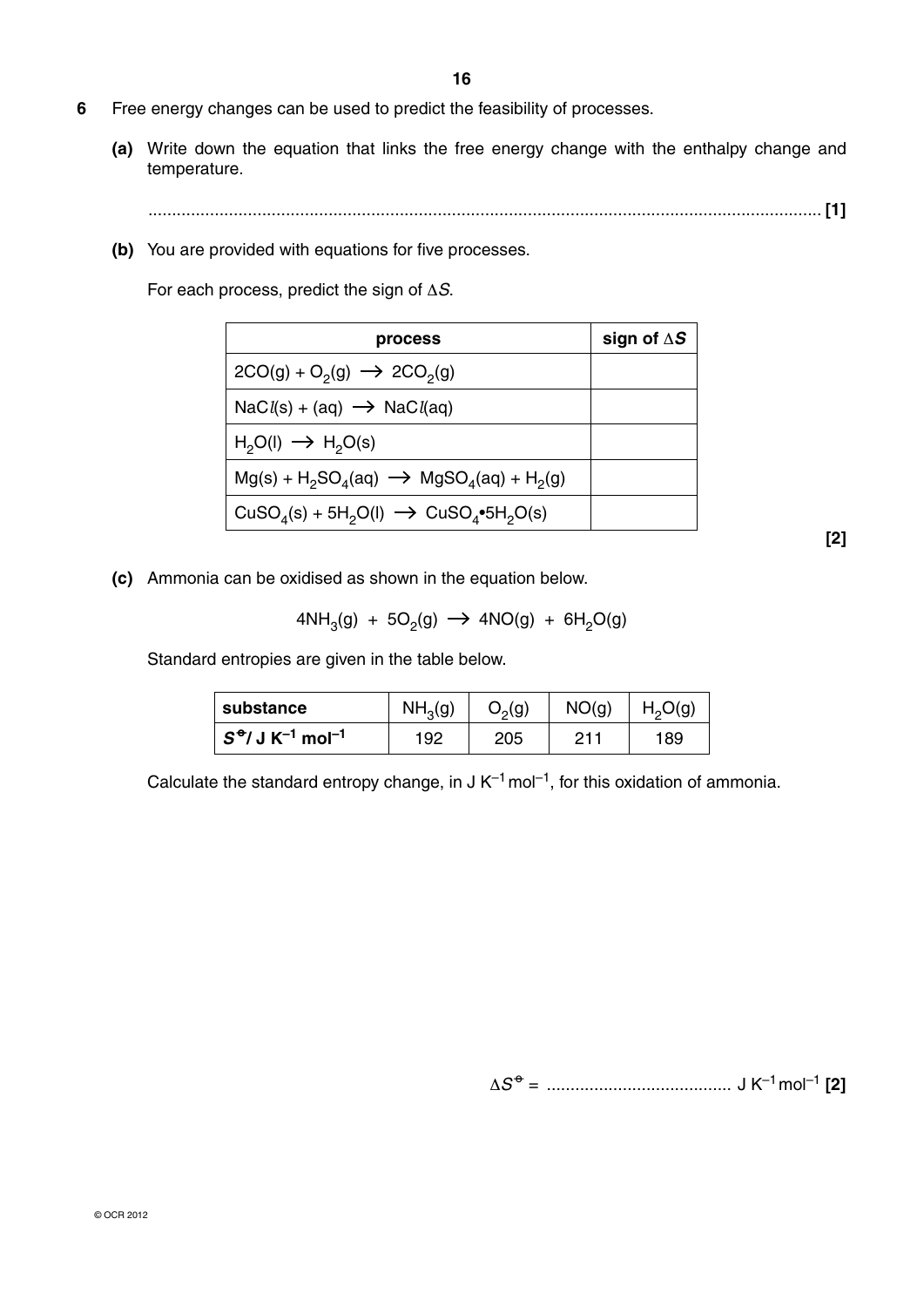**6** Free energy changes can be used to predict the feasibility of processes.

**(a)** Write down the equation that links the free energy change with the enthalpy change and temperature.

........................................................................................................................................................ **[1]**

**(b)** You are provided with equations for five processes.

For each process, predict the sign of $\Delta S$.

| process | sign of $\Delta S$ |
|---|---|
| $2CO(g) + O_2(g) \rightarrow 2CO_2(g)$ | |
| $NaCl(s) + (aq) \rightarrow NaCl(aq)$ | |
| $H_2O(l) \rightarrow H_2O(s)$ | |
| $Mg(s) + H_2SO_4(aq) \rightarrow MgSO_4(aq) + H_2(g)$ | |
| $CuSO_4(s) + 5H_2O(l) \rightarrow CuSO_4{\bullet}5H_2O(s)$ | |

**[2]**

**(c)** Ammonia can be oxidised as shown in the equation below.

$$4NH_3(g) + 5O_2(g) \rightarrow 4NO(g) + 6H_2O(g)$$

Standard entropies are given in the table below.

| substance | $NH_3(g)$ | $O_2(g)$ | $NO(g)$ | $H_2O(g)$ |
|---|---|---|---|---|
| $S^{\ominus}$/ J K$^{-1}$ mol$^{-1}$ | 192 | 205 | 211 | 189 |

Calculate the standard entropy change, in J K$^{-1}$ mol$^{-1}$, for this oxidation of ammonia.

$\Delta S^{\ominus}$ = ....................................... J K$^{-1}$ mol$^{-1}$ **[2]**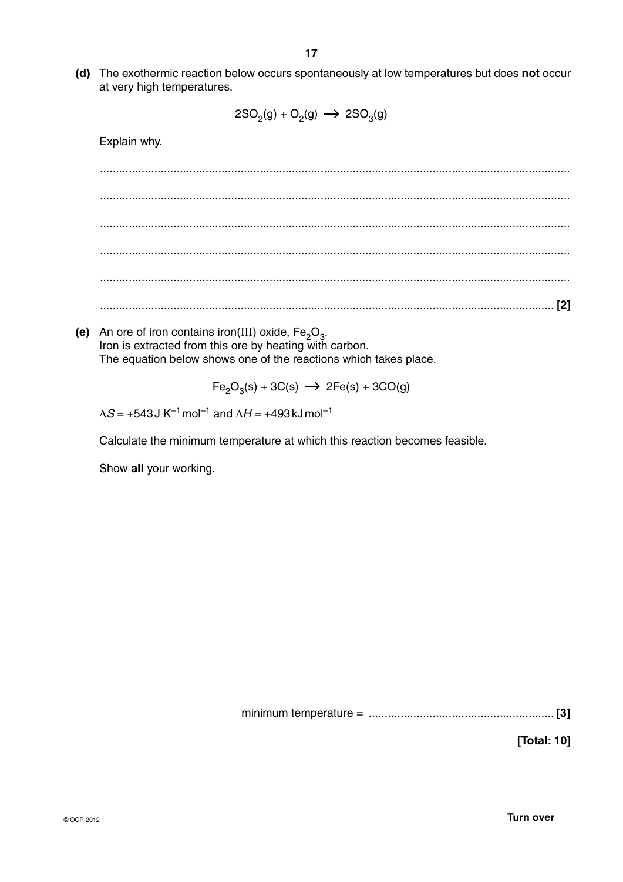**(d)** The exothermic reaction below occurs spontaneously at low temperatures but does **not** occur at very high temperatures.

$$2SO_2(g) + O_2(g) \rightarrow 2SO_3(g)$$

Explain why.

..........................................................................................................................................

..........................................................................................................................................

..........................................................................................................................................

..........................................................................................................................................

..........................................................................................................................................

.......................................................................................................................................... **[2]**

**(e)** An ore of iron contains iron(III) oxide, $Fe_2O_3$.
Iron is extracted from this ore by heating with carbon.
The equation below shows one of the reactions which takes place.

$$Fe_2O_3(s) + 3C(s) \rightarrow 2Fe(s) + 3CO(g)$$

$\Delta S = +543\,J\,K^{-1}\,mol^{-1}$ and $\Delta H = +493\,kJ\,mol^{-1}$

Calculate the minimum temperature at which this reaction becomes feasible.

Show **all** your working.

minimum temperature = ........................................................ **[3]**

**[Total: 10]**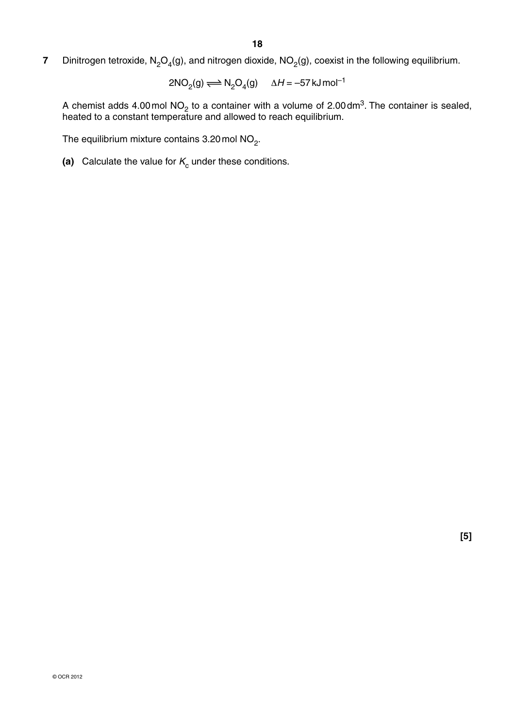**7** Dinitrogen tetroxide, $N_2O_4$(g), and nitrogen dioxide, $NO_2$(g), coexist in the following equilibrium.

$$2NO_2(g) \rightleftharpoons N_2O_4(g) \quad \Delta H = -57\,\text{kJ mol}^{-1}$$

A chemist adds 4.00 mol $NO_2$ to a container with a volume of 2.00 $dm^3$. The container is sealed, heated to a constant temperature and allowed to reach equilibrium.

The equilibrium mixture contains 3.20 mol $NO_2$.

**(a)** Calculate the value for $K_c$ under these conditions.

**[5]**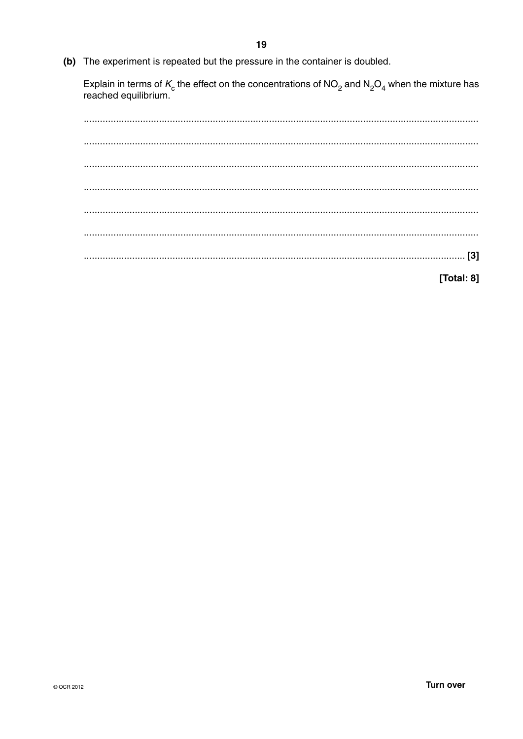**(b)** The experiment is repeated but the pressure in the container is doubled.

Explain in terms of $K_c$ the effect on the concentrations of $NO_2$ and $N_2O_4$ when the mixture has reached equilibrium.

.......................................................................................................................................................

.......................................................................................................................................................

.......................................................................................................................................................

.......................................................................................................................................................

.......................................................................................................................................................

.......................................................................................................................................................

................................................................................................................................................. [3]

**[Total: 8]**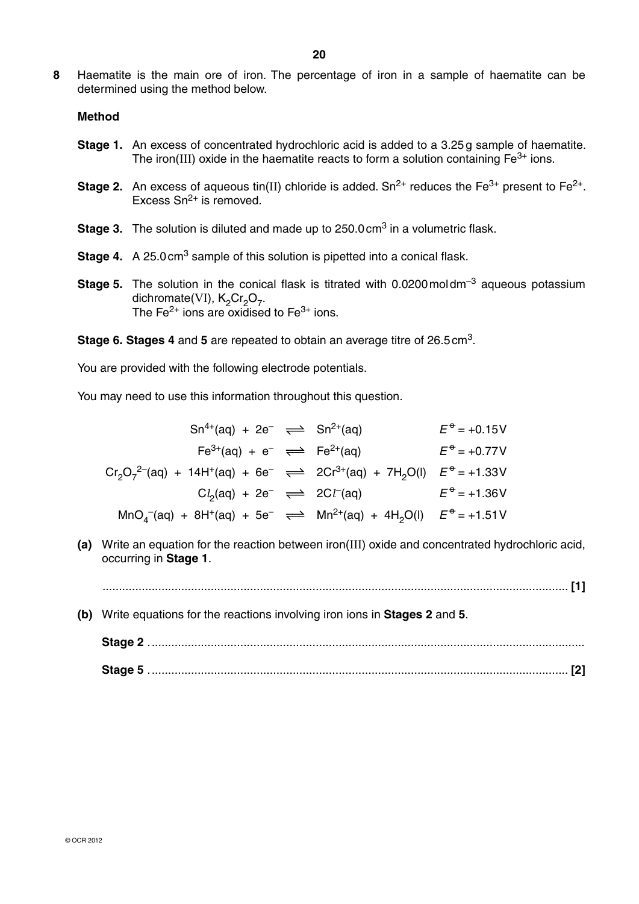**8** Haematite is the main ore of iron. The percentage of iron in a sample of haematite can be determined using the method below.

**Method**

**Stage 1.** An excess of concentrated hydrochloric acid is added to a 3.25 g sample of haematite. The iron(III) oxide in the haematite reacts to form a solution containing $Fe^{3+}$ ions.

**Stage 2.** An excess of aqueous tin(II) chloride is added. $Sn^{2+}$ reduces the $Fe^{3+}$ present to $Fe^{2+}$. Excess $Sn^{2+}$ is removed.

**Stage 3.** The solution is diluted and made up to 250.0 cm$^3$ in a volumetric flask.

**Stage 4.** A 25.0 cm$^3$ sample of this solution is pipetted into a conical flask.

**Stage 5.** The solution in the conical flask is titrated with 0.0200 mol dm$^{-3}$ aqueous potassium dichromate(VI), $K_2Cr_2O_7$.
The $Fe^{2+}$ ions are oxidised to $Fe^{3+}$ ions.

**Stage 6. Stages 4** and **5** are repeated to obtain an average titre of 26.5 cm$^3$.

You are provided with the following electrode potentials.

You may need to use this information throughout this question.

$$Sn^{4+}(aq) + 2e^- \rightleftharpoons Sn^{2+}(aq) \qquad E^\ominus = +0.15\,V$$

$$Fe^{3+}(aq) + e^- \rightleftharpoons Fe^{2+}(aq) \qquad E^\ominus = +0.77\,V$$

$$Cr_2O_7^{2-}(aq) + 14H^+(aq) + 6e^- \rightleftharpoons 2Cr^{3+}(aq) + 7H_2O(l) \qquad E^\ominus = +1.33\,V$$

$$Cl_2(aq) + 2e^- \rightleftharpoons 2Cl^-(aq) \qquad E^\ominus = +1.36\,V$$

$$MnO_4^-(aq) + 8H^+(aq) + 5e^- \rightleftharpoons Mn^{2+}(aq) + 4H_2O(l) \qquad E^\ominus = +1.51\,V$$

**(a)** Write an equation for the reaction between iron(III) oxide and concentrated hydrochloric acid, occurring in **Stage 1**.

.............................................................................................................................................. **[1]**

**(b)** Write equations for the reactions involving iron ions in **Stages 2** and **5**.

**Stage 2** ..................................................................................................................................

**Stage 5** .................................................................................................................................. **[2]**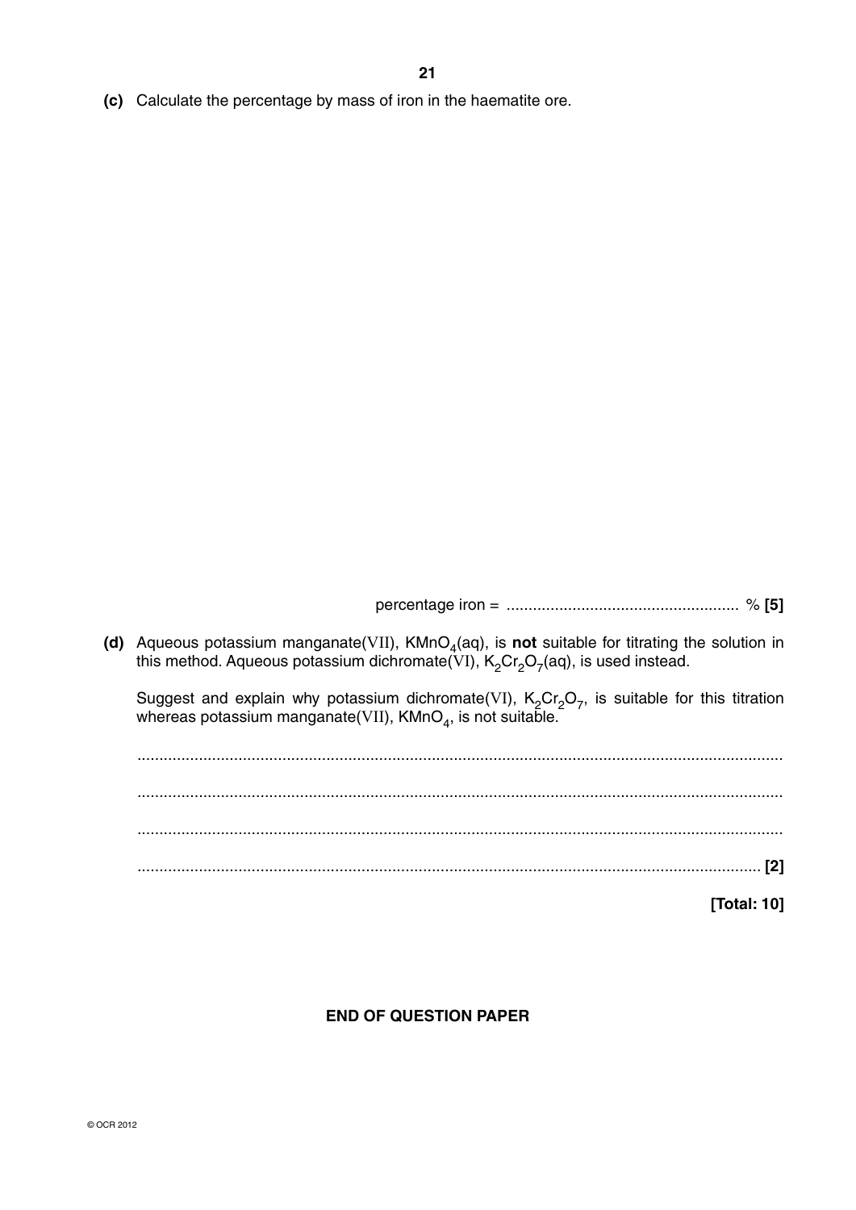**(c)** Calculate the percentage by mass of iron in the haematite ore.

percentage iron = .................................................... % **[5]**

**(d)** Aqueous potassium manganate(VII), $KMnO_4$(aq), is **not** suitable for titrating the solution in this method. Aqueous potassium dichromate(VI), $K_2Cr_2O_7$(aq), is used instead.

Suggest and explain why potassium dichromate(VI), $K_2Cr_2O_7$, is suitable for this titration whereas potassium manganate(VII), $KMnO_4$, is not suitable.

..................................................................................................................................................

..................................................................................................................................................

..................................................................................................................................................

.............................................................................................................................................. **[2]**

**[Total: 10]**

**END OF QUESTION PAPER**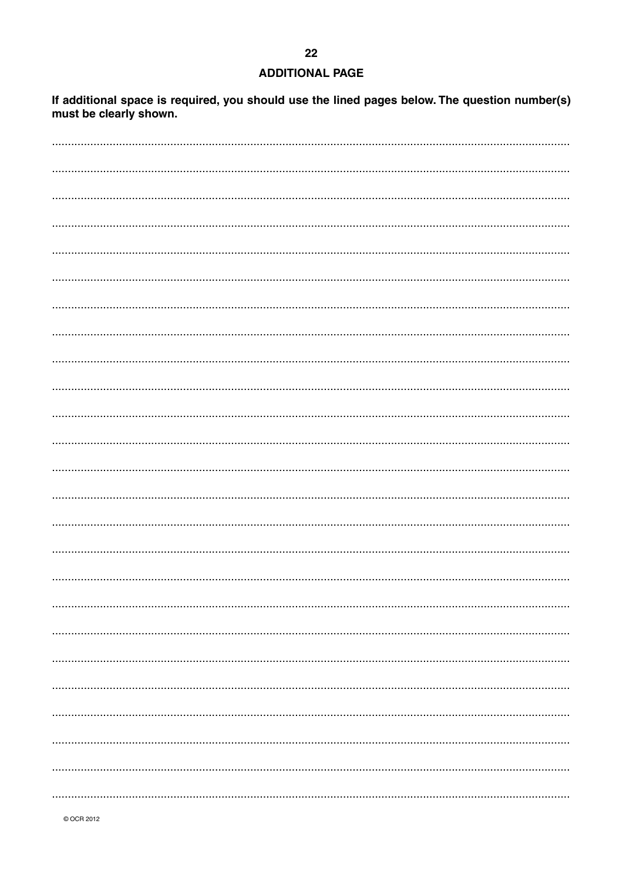# ADDITIONAL PAGE

**If additional space is required, you should use the lined pages below. The question number(s) must be clearly shown.**

© OCR 2012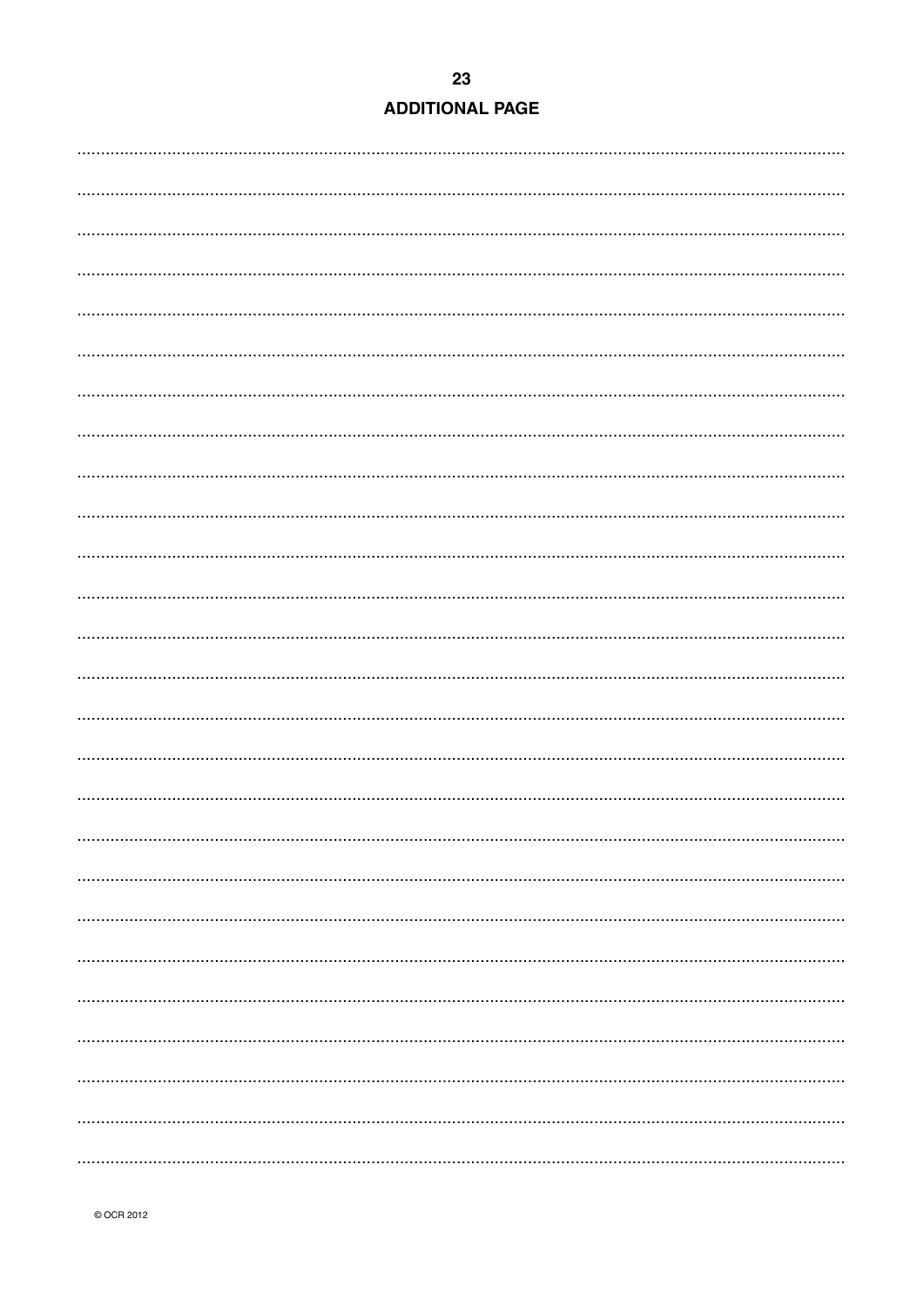## ADDITIONAL PAGE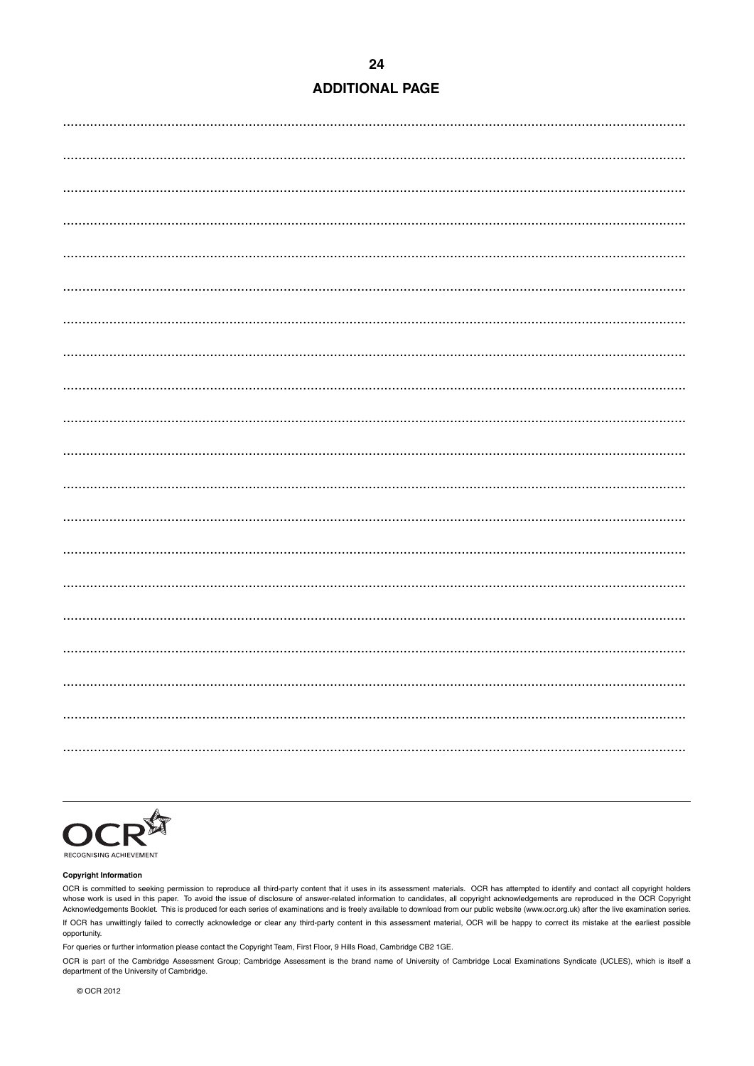## ADDITIONAL PAGE

RECOGNISING ACHIEVEMENT

**Copyright Information**

OCR is committed to seeking permission to reproduce all third-party content that it uses in its assessment materials. OCR has attempted to identify and contact all copyright holders whose work is used in this paper. To avoid the issue of disclosure of answer-related information to candidates, all copyright acknowledgements are reproduced in the OCR Copyright Acknowledgements Booklet. This is produced for each series of examinations and is freely available to download from our public website (www.ocr.org.uk) after the live examination series.

If OCR has unwittingly failed to correctly acknowledge or clear any third-party content in this assessment material, OCR will be happy to correct its mistake at the earliest possible opportunity.

For queries or further information please contact the Copyright Team, First Floor, 9 Hills Road, Cambridge CB2 1GE.

OCR is part of the Cambridge Assessment Group; Cambridge Assessment is the brand name of University of Cambridge Local Examinations Syndicate (UCLES), which is itself a department of the University of Cambridge.

© OCR 2012